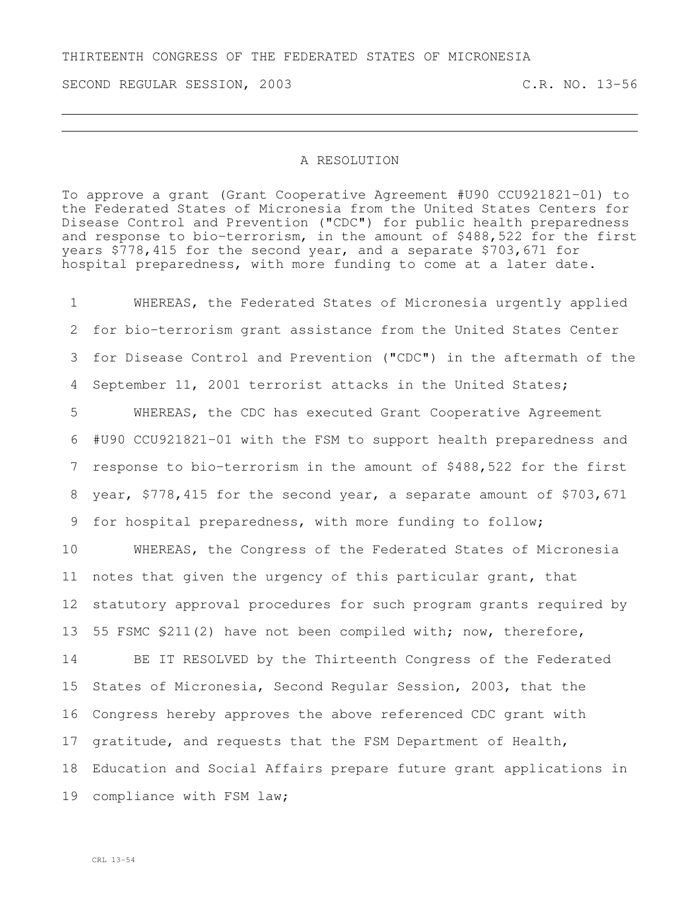THIRTEENTH CONGRESS OF THE FEDERATED STATES OF MICRONESIA

SECOND REGULAR SESSION, 2003 C.R. NO. 13-56

# A RESOLUTION

To approve a grant (Grant Cooperative Agreement #U90 CCU921821-01) to the Federated States of Micronesia from the United States Centers for Disease Control and Prevention ("CDC") for public health preparedness and response to bio-terrorism, in the amount of $488,522 for the first years $778,415 for the second year, and a separate $703,671 for hospital preparedness, with more funding to come at a later date.

1 WHEREAS, the Federated States of Micronesia urgently applied
2 for bio-terrorism grant assistance from the United States Center
3 for Disease Control and Prevention ("CDC") in the aftermath of the
4 September 11, 2001 terrorist attacks in the United States;

5 WHEREAS, the CDC has executed Grant Cooperative Agreement
6 #U90 CCU921821-01 with the FSM to support health preparedness and
7 response to bio-terrorism in the amount of $488,522 for the first
8 year, $778,415 for the second year, a separate amount of $703,671
9 for hospital preparedness, with more funding to follow;

10 WHEREAS, the Congress of the Federated States of Micronesia
11 notes that given the urgency of this particular grant, that
12 statutory approval procedures for such program grants required by
13 55 FSMC §211(2) have not been compiled with; now, therefore,

14 BE IT RESOLVED by the Thirteenth Congress of the Federated
15 States of Micronesia, Second Regular Session, 2003, that the
16 Congress hereby approves the above referenced CDC grant with
17 gratitude, and requests that the FSM Department of Health,
18 Education and Social Affairs prepare future grant applications in
19 compliance with FSM law;

CRL 13-54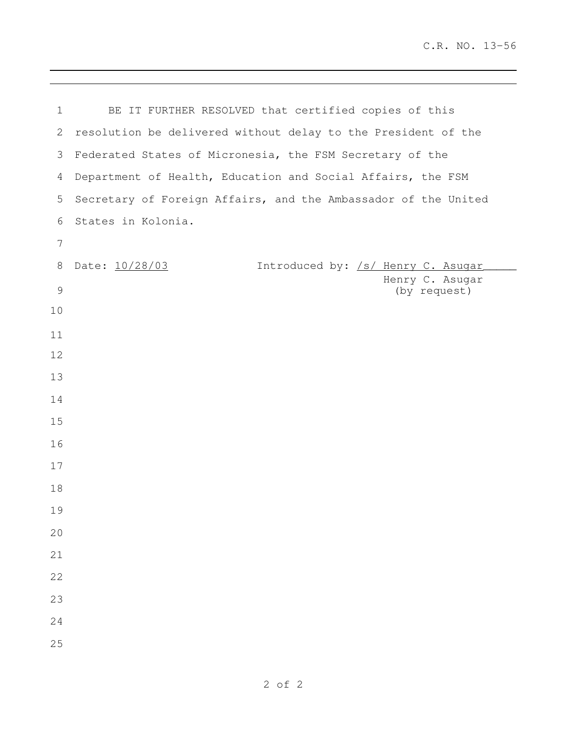BE IT FURTHER RESOLVED that certified copies of this resolution be delivered without delay to the President of the Federated States of Micronesia, the FSM Secretary of the Department of Health, Education and Social Affairs, the FSM Secretary of Foreign Affairs, and the Ambassador of the United States in Kolonia.

Date: 10/28/03

Introduced by: /s/ Henry C. Asugar
Henry C. Asugar
(by request)